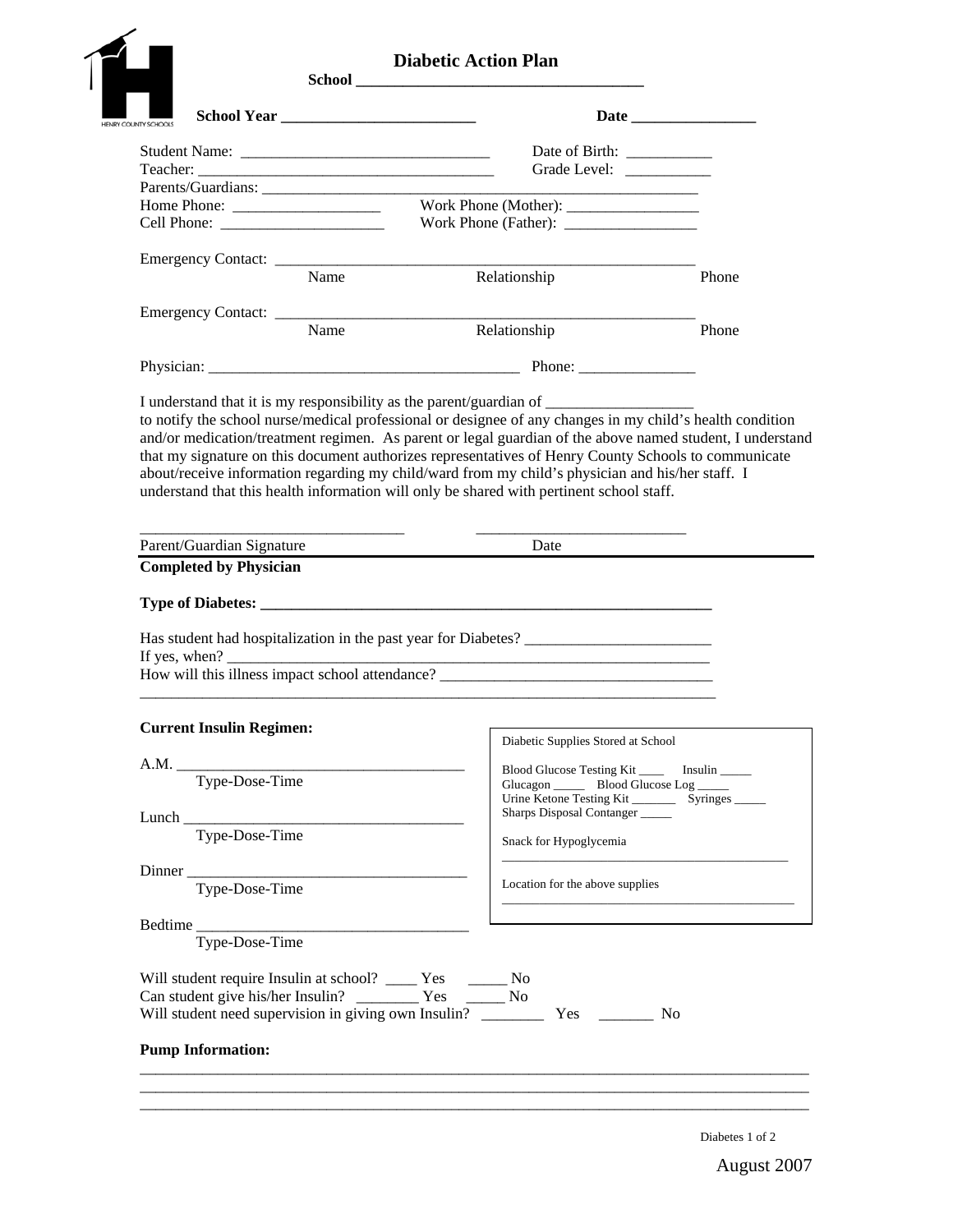# Diabetic Action Plan

**School ____________________________________**

**School Year _________________________** **Date ________________**

Student Name: _______________________________ Date of Birth: ___________
Teacher: ______________________________________ Grade Level: ___________
Parents/Guardians: _________________________________________________________
Home Phone: ___________________ Work Phone (Mother): _________________
Cell Phone: _____________________ Work Phone (Father): _________________

Emergency Contact: _______________________________________________________
Name Relationship Phone

Emergency Contact: _______________________________________________________
Name Relationship Phone

Physician: ________________________________________ Phone: _______________

I understand that it is my responsibility as the parent/guardian of __________________ to notify the school nurse/medical professional or designee of any changes in my child's health condition and/or medication/treatment regimen. As parent or legal guardian of the above named student, I understand that my signature on this document authorizes representatives of Henry County Schools to communicate about/receive information regarding my child/ward from my child's physician and his/her staff. I understand that this health information will only be shared with pertinent school staff.

_________________________________ __________________________
Parent/Guardian Signature Date

**Completed by Physician**

**Type of Diabetes: ____________________________________________________________**

Has student had hospitalization in the past year for Diabetes? ________________________
If yes, when? _________________________________________________________________
How will this illness impact school attendance? ___________________________________
_____________________________________________________________________________

**Current Insulin Regimen:**

A.M. ______________________________________
Type-Dose-Time

Lunch _____________________________________
Type-Dose-Time

Dinner _____________________________________
Type-Dose-Time

Bedtime ____________________________________
Type-Dose-Time

Diabetic Supplies Stored at School

Blood Glucose Testing Kit ____ Insulin _____
Glucagon _____ Blood Glucose Log _____
Urine Ketone Testing Kit _______ Syringes _____
Sharps Disposal Contanger _____

Snack for Hypoglycemia
_____________________________________________

Location for the above supplies
_____________________________________________

Will student require Insulin at school? ____ Yes _____ No
Can student give his/her Insulin? ________ Yes _____ No
Will student need supervision in giving own Insulin? ________ Yes _______ No

**Pump Information:**

_____________________________________________________________________________
_____________________________________________________________________________
_____________________________________________________________________________

August 2007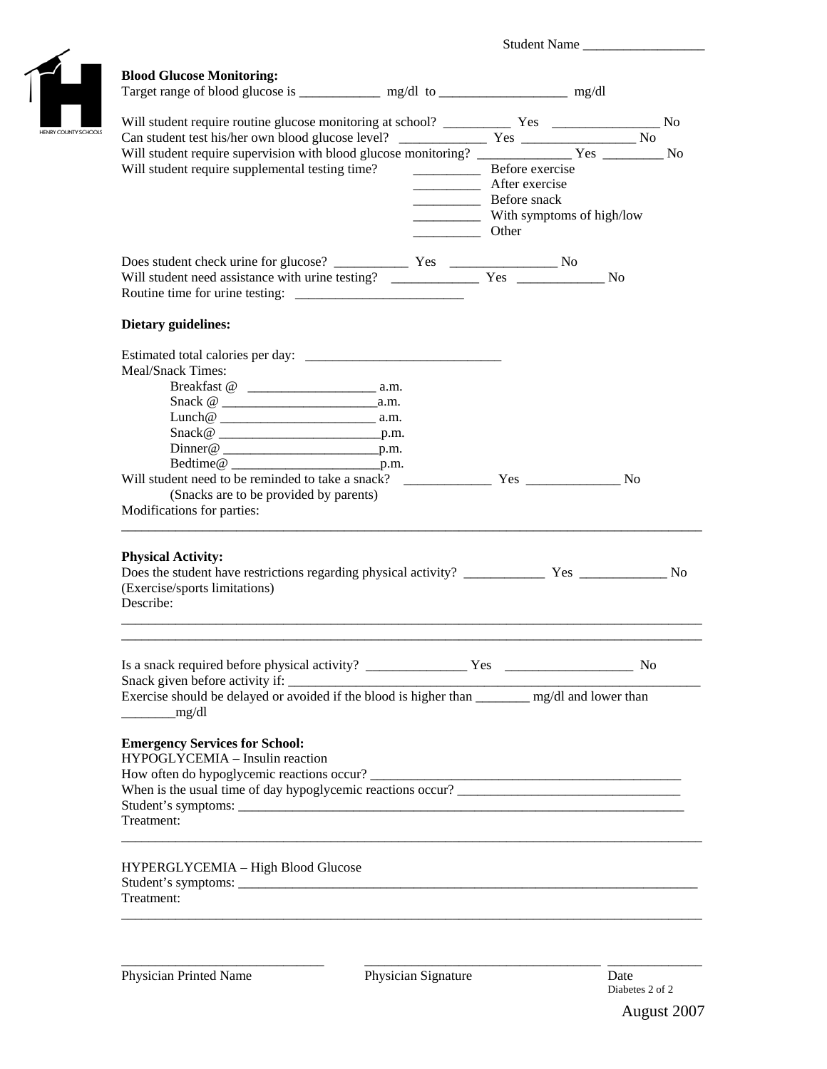Student Name __________________

**Blood Glucose Monitoring:**

Target range of blood glucose is ____________ mg/dl to ___________________ mg/dl

Will student require routine glucose monitoring at school? __________ Yes ________________ No

Can student test his/her own blood glucose level? _____________ Yes _________________ No

Will student require supervision with blood glucose monitoring? ______________ Yes _________ No

Will student require supplemental testing time?

__________ Before exercise

__________ After exercise

__________ Before snack

__________ With symptoms of high/low

__________ Other

Does student check urine for glucose? ___________ Yes ________________ No

Will student need assistance with urine testing? _____________ Yes _____________ No

Routine time for urine testing: _________________________

**Dietary guidelines:**

Estimated total calories per day: _____________________________

Meal/Snack Times:

Breakfast @ ___________________ a.m.

Snack @ _______________________a.m.

Lunch@ _______________________ a.m.

Snack@ ________________________p.m.

Dinner@ _______________________p.m.

Bedtime@ ______________________p.m.

Will student need to be reminded to take a snack? _____________ Yes ______________ No

(Snacks are to be provided by parents)

Modifications for parties:

_____________________________________________________________________________________

**Physical Activity:**

Does the student have restrictions regarding physical activity? ____________ Yes _____________ No

(Exercise/sports limitations)

Describe:

_____________________________________________________________________________________

_____________________________________________________________________________________

Is a snack required before physical activity? _______________ Yes ___________________ No

Snack given before activity if: _______________________________________________________________

Exercise should be delayed or avoided if the blood is higher than ________ mg/dl and lower than ________mg/dl

**Emergency Services for School:**

HYPOGLYCEMIA – Insulin reaction

How often do hypoglycemic reactions occur? _______________________________________________

When is the usual time of day hypoglycemic reactions occur? ________________________________

Student's symptoms: _____________________________________________________________________

Treatment:

_____________________________________________________________________________________

HYPERGLYCEMIA – High Blood Glucose

Student's symptoms: ______________________________________________________________________

Treatment:

_____________________________________________________________________________________

| | | |
|---|---|---|
| ______________________________ | __________________________________ | ______________ |
| Physician Printed Name | Physician Signature | Date |

August 2007